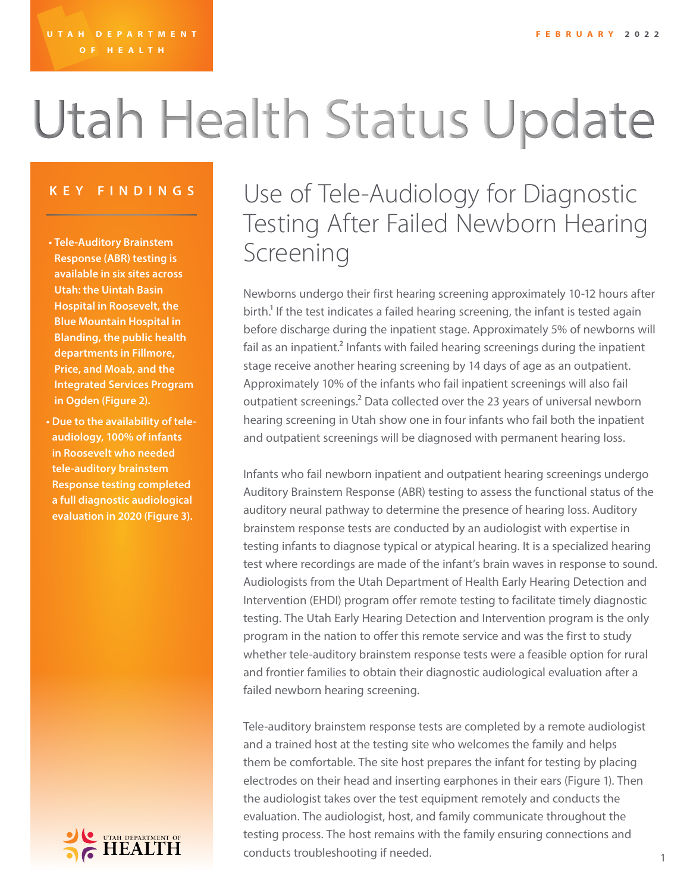UTAH DEPARTMENT OF HEALTH

FEBRUARY 2022

# Utah Health Status Update

## KEY FINDINGS

- **Tele-Auditory Brainstem Response (ABR) testing is available in six sites across Utah: the Uintah Basin Hospital in Roosevelt, the Blue Mountain Hospital in Blanding, the public health departments in Fillmore, Price, and Moab, and the Integrated Services Program in Ogden (Figure 2).**
- **Due to the availability of tele-audiology, 100% of infants in Roosevelt who needed tele-auditory brainstem Response testing completed a full diagnostic audiological evaluation in 2020 (Figure 3).**

## Use of Tele-Audiology for Diagnostic Testing After Failed Newborn Hearing Screening

Newborns undergo their first hearing screening approximately 10-12 hours after birth.[1] If the test indicates a failed hearing screening, the infant is tested again before discharge during the inpatient stage. Approximately 5% of newborns will fail as an inpatient.[2] Infants with failed hearing screenings during the inpatient stage receive another hearing screening by 14 days of age as an outpatient. Approximately 10% of the infants who fail inpatient screenings will also fail outpatient screenings.[2] Data collected over the 23 years of universal newborn hearing screening in Utah show one in four infants who fail both the inpatient and outpatient screenings will be diagnosed with permanent hearing loss.

Infants who fail newborn inpatient and outpatient hearing screenings undergo Auditory Brainstem Response (ABR) testing to assess the functional status of the auditory neural pathway to determine the presence of hearing loss. Auditory brainstem response tests are conducted by an audiologist with expertise in testing infants to diagnose typical or atypical hearing. It is a specialized hearing test where recordings are made of the infant's brain waves in response to sound. Audiologists from the Utah Department of Health Early Hearing Detection and Intervention (EHDI) program offer remote testing to facilitate timely diagnostic testing. The Utah Early Hearing Detection and Intervention program is the only program in the nation to offer this remote service and was the first to study whether tele-auditory brainstem response tests were a feasible option for rural and frontier families to obtain their diagnostic audiological evaluation after a failed newborn hearing screening.

Tele-auditory brainstem response tests are completed by a remote audiologist and a trained host at the testing site who welcomes the family and helps them be comfortable. The site host prepares the infant for testing by placing electrodes on their head and inserting earphones in their ears (Figure 1). Then the audiologist takes over the test equipment remotely and conducts the evaluation. The audiologist, host, and family communicate throughout the testing process. The host remains with the family ensuring connections and conducts troubleshooting if needed.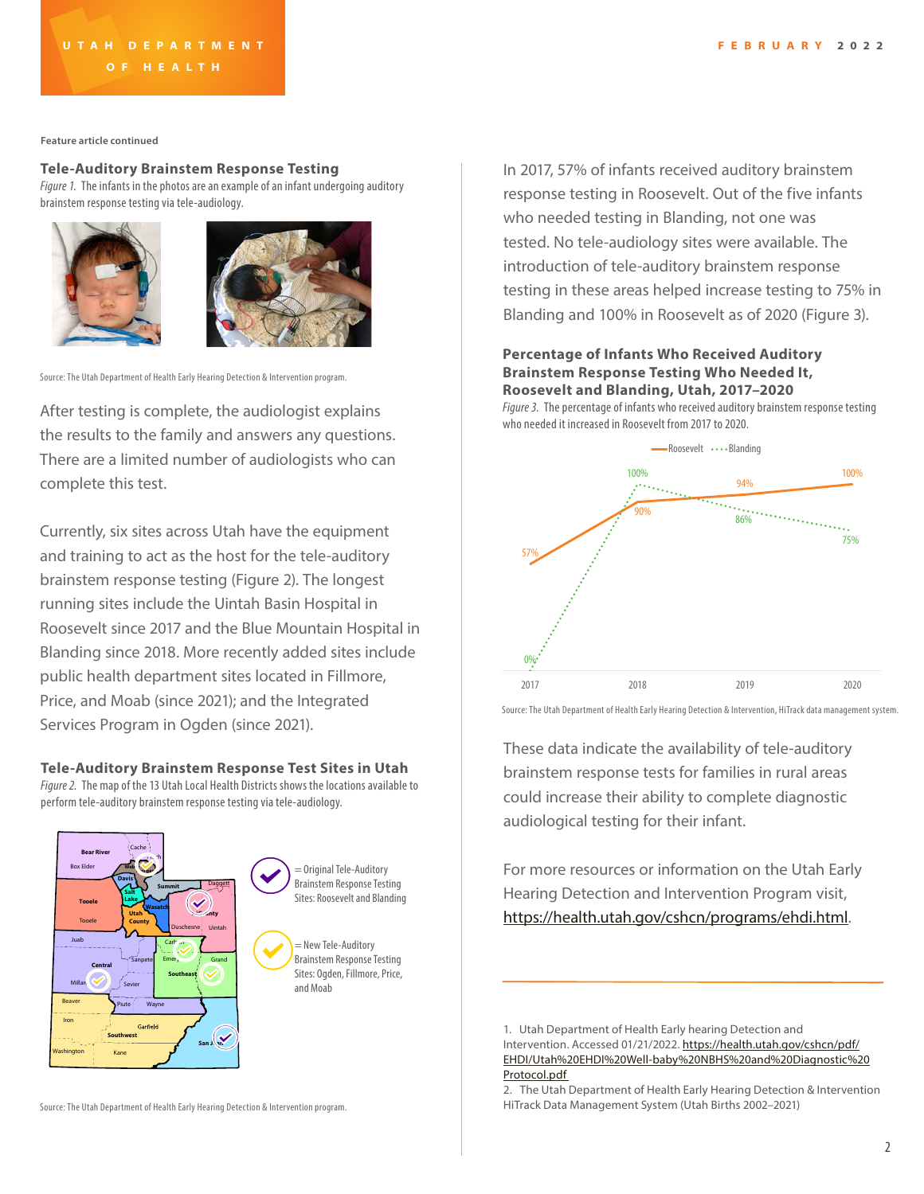Feature article continued

### Tele-Auditory Brainstem Response Testing

*Figure 1.* The infants in the photos are an example of an infant undergoing auditory brainstem response testing via tele-audiology.

Source: The Utah Department of Health Early Hearing Detection & Intervention program.

After testing is complete, the audiologist explains the results to the family and answers any questions. There are a limited number of audiologists who can complete this test.

Currently, six sites across Utah have the equipment and training to act as the host for the tele-auditory brainstem response testing (Figure 2). The longest running sites include the Uintah Basin Hospital in Roosevelt since 2017 and the Blue Mountain Hospital in Blanding since 2018. More recently added sites include public health department sites located in Fillmore, Price, and Moab (since 2021); and the Integrated Services Program in Ogden (since 2021).

### Tele-Auditory Brainstem Response Test Sites in Utah

*Figure 2.* The map of the 13 Utah Local Health Districts shows the locations available to perform tele-auditory brainstem response testing via tele-audiology.

= Original Tele-Auditory Brainstem Response Testing Sites: Roosevelt and Blanding

= New Tele-Auditory Brainstem Response Testing Sites: Ogden, Fillmore, Price, and Moab

Source: The Utah Department of Health Early Hearing Detection & Intervention program.

In 2017, 57% of infants received auditory brainstem response testing in Roosevelt. Out of the five infants who needed testing in Blanding, not one was tested. No tele-audiology sites were available. The introduction of tele-auditory brainstem response testing in these areas helped increase testing to 75% in Blanding and 100% in Roosevelt as of 2020 (Figure 3).

### Percentage of Infants Who Received Auditory Brainstem Response Testing Who Needed It, Roosevelt and Blanding, Utah, 2017–2020

*Figure 3.* The percentage of infants who received auditory brainstem response testing who needed it increased in Roosevelt from 2017 to 2020.

| Year | Roosevelt | Blanding |
|---|---|---|
| 2017 | 57% | 0% |
| 2018 | 90% | 100% |
| 2019 | 94% | 86% |
| 2020 | 100% | 75% |

Source: The Utah Department of Health Early Hearing Detection & Intervention, HiTrack data management system.

These data indicate the availability of tele-auditory brainstem response tests for families in rural areas could increase their ability to complete diagnostic audiological testing for their infant.

For more resources or information on the Utah Early Hearing Detection and Intervention Program visit, https://health.utah.gov/cshcn/programs/ehdi.html.

1. Utah Department of Health Early hearing Detection and Intervention. Accessed 01/21/2022. https://health.utah.gov/cshcn/pdf/EHDI/Utah%20EHDI%20Well-baby%20NBHS%20and%20Diagnostic%20Protocol.pdf
2. The Utah Department of Health Early Hearing Detection & Intervention HiTrack Data Management System (Utah Births 2002–2021)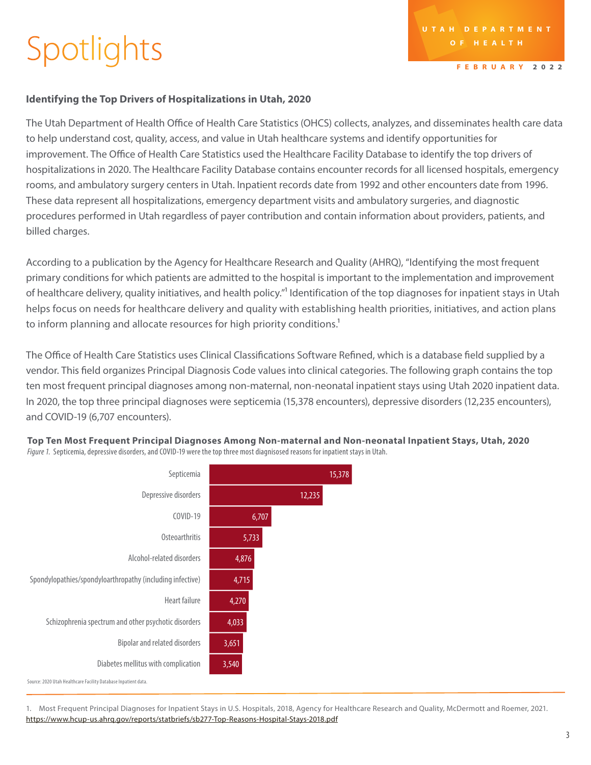# Spotlights

UTAH DEPARTMENT OF HEALTH

FEBRUARY 2022

**Identifying the Top Drivers of Hospitalizations in Utah, 2020**

The Utah Department of Health Office of Health Care Statistics (OHCS) collects, analyzes, and disseminates health care data to help understand cost, quality, access, and value in Utah healthcare systems and identify opportunities for improvement. The Office of Health Care Statistics used the Healthcare Facility Database to identify the top drivers of hospitalizations in 2020. The Healthcare Facility Database contains encounter records for all licensed hospitals, emergency rooms, and ambulatory surgery centers in Utah. Inpatient records date from 1992 and other encounters date from 1996. These data represent all hospitalizations, emergency department visits and ambulatory surgeries, and diagnostic procedures performed in Utah regardless of payer contribution and contain information about providers, patients, and billed charges.

According to a publication by the Agency for Healthcare Research and Quality (AHRQ), "Identifying the most frequent primary conditions for which patients are admitted to the hospital is important to the implementation and improvement of healthcare delivery, quality initiatives, and health policy."[1] Identification of the top diagnoses for inpatient stays in Utah helps focus on needs for healthcare delivery and quality with establishing health priorities, initiatives, and action plans to inform planning and allocate resources for high priority conditions.[1]

The Office of Health Care Statistics uses Clinical Classifications Software Refined, which is a database field supplied by a vendor. This field organizes Principal Diagnosis Code values into clinical categories. The following graph contains the top ten most frequent principal diagnoses among non-maternal, non-neonatal inpatient stays using Utah 2020 inpatient data. In 2020, the top three principal diagnoses were septicemia (15,378 encounters), depressive disorders (12,235 encounters), and COVID-19 (6,707 encounters).

**Top Ten Most Frequent Principal Diagnoses Among Non-maternal and Non-neonatal Inpatient Stays, Utah, 2020**

*Figure 1.* Septicemia, depressive disorders, and COVID-19 were the top three most diagnisosed reasons for inpatient stays in Utah.

| Principal Diagnosis | Inpatient Stays |
|---|---|
| Septicemia | 15,378 |
| Depressive disorders | 12,235 |
| COVID-19 | 6,707 |
| Osteoarthritis | 5,733 |
| Alcohol-related disorders | 4,876 |
| Spondylopathies/spondyloarthropathy (including infective) | 4,715 |
| Heart failure | 4,270 |
| Schizophrenia spectrum and other psychotic disorders | 4,033 |
| Bipolar and related disorders | 3,651 |
| Diabetes mellitus with complication | 3,540 |

Source: 2020 Utah Healthcare Facility Database Inpatient data.

1. Most Frequent Principal Diagnoses for Inpatient Stays in U.S. Hospitals, 2018, Agency for Healthcare Research and Quality, McDermott and Roemer, 2021. https://www.hcup-us.ahrq.gov/reports/statbriefs/sb277-Top-Reasons-Hospital-Stays-2018.pdf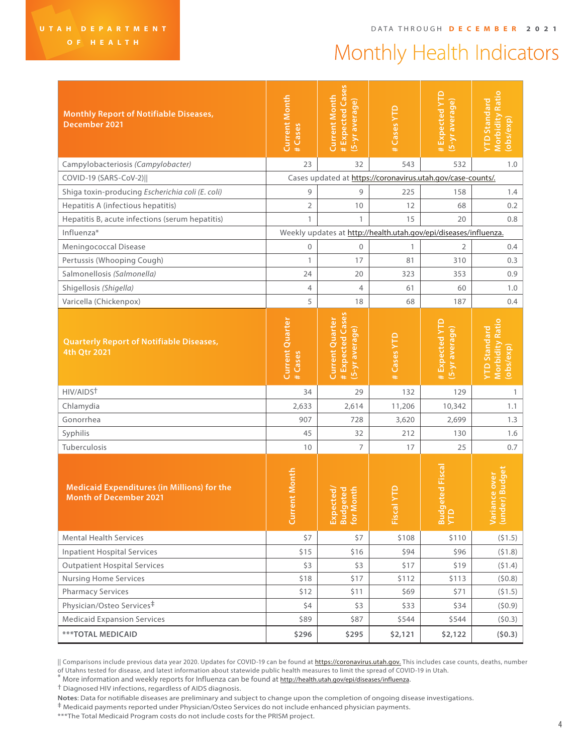# Monthly Health Indicators

DATA THROUGH **DECEMBER 2021**

| Monthly Report of Notifiable Diseases, December 2021 | Current Month # Cases | Current Month # Expected Cases (5-yr average) | # Cases YTD | # Expected YTD (5-yr average) | YTD Standard Morbidity Ratio (obs/exp) |
|---|---|---|---|---|---|
| Campylobacteriosis *(Campylobacter)* | 23 | 32 | 543 | 532 | 1.0 |
| COVID-19 (SARS-CoV-2)‖ | Cases updated at https://coronavirus.utah.gov/case-counts/. | | | | |
| Shiga toxin-producing *Escherichia coli (E. coli)* | 9 | 9 | 225 | 158 | 1.4 |
| Hepatitis A (infectious hepatitis) | 2 | 10 | 12 | 68 | 0.2 |
| Hepatitis B, acute infections (serum hepatitis) | 1 | 1 | 15 | 20 | 0.8 |
| Influenza* | Weekly updates at http://health.utah.gov/epi/diseases/influenza. | | | | |
| Meningococcal Disease | 0 | 0 | 1 | 2 | 0.4 |
| Pertussis (Whooping Cough) | 1 | 17 | 81 | 310 | 0.3 |
| Salmonellosis *(Salmonella)* | 24 | 20 | 323 | 353 | 0.9 |
| Shigellosis *(Shigella)* | 4 | 4 | 61 | 60 | 1.0 |
| Varicella (Chickenpox) | 5 | 18 | 68 | 187 | 0.4 |

| Quarterly Report of Notifiable Diseases, 4th Qtr 2021 | Current Quarter # Cases | Current Quarter # Expected Cases (5-yr average) | # Cases YTD | # Expected YTD (5-yr average) | YTD Standard Morbidity Ratio (obs/exp) |
|---|---|---|---|---|---|
| HIV/AIDS† | 34 | 29 | 132 | 129 | 1 |
| Chlamydia | 2,633 | 2,614 | 11,206 | 10,342 | 1.1 |
| Gonorrhea | 907 | 728 | 3,620 | 2,699 | 1.3 |
| Syphilis | 45 | 32 | 212 | 130 | 1.6 |
| Tuberculosis | 10 | 7 | 17 | 25 | 0.7 |

| Medicaid Expenditures (in Millions) for the Month of December 2021 | Current Month | Expected/ Budgeted for Month | Fiscal YTD | Budgeted Fiscal YTD | Variance over (under) Budget |
|---|---|---|---|---|---|
| Mental Health Services | $7 | $7 | $108 | $110 | ($1.5) |
| Inpatient Hospital Services | $15 | $16 | $94 | $96 | ($1.8) |
| Outpatient Hospital Services | $3 | $3 | $17 | $19 | ($1.4) |
| Nursing Home Services | $18 | $17 | $112 | $113 | ($0.8) |
| Pharmacy Services | $12 | $11 | $69 | $71 | ($1.5) |
| Physician/Osteo Services‡ | $4 | $3 | $33 | $34 | ($0.9) |
| Medicaid Expansion Services | $89 | $87 | $544 | $544 | ($0.3) |
| **\*\*\*TOTAL MEDICAID** | **$296** | **$295** | **$2,121** | **$2,122** | **($0.3)** |

‖ Comparisons include previous data year 2020. Updates for COVID-19 can be found at https://coronavirus.utah.gov. This includes case counts, deaths, number of Utahns tested for disease, and latest information about statewide public health measures to limit the spread of COVID-19 in Utah.

\* More information and weekly reports for Influenza can be found at http://health.utah.gov/epi/diseases/influenza.

† Diagnosed HIV infections, regardless of AIDS diagnosis.

**Notes**: Data for notifiable diseases are preliminary and subject to change upon the completion of ongoing disease investigations.

‡ Medicaid payments reported under Physician/Osteo Services do not include enhanced physician payments.

\*\*\*The Total Medicaid Program costs do not include costs for the PRISM project.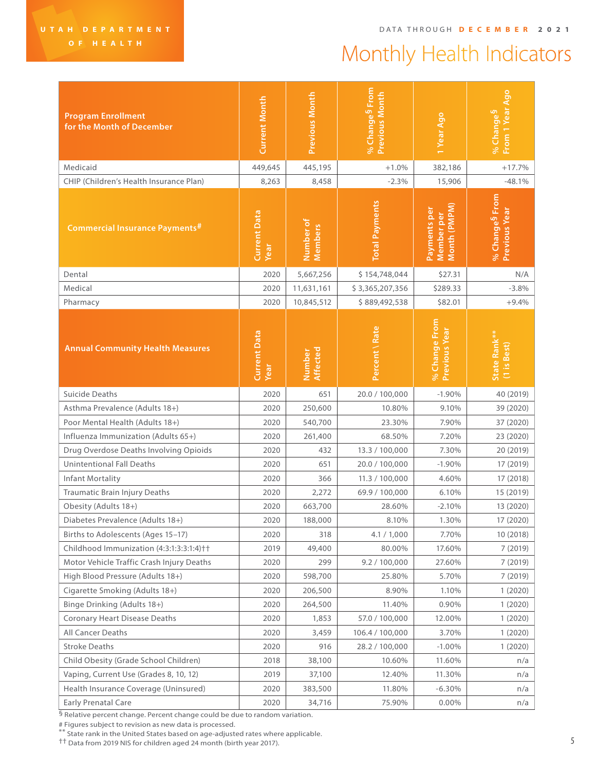UTAH DEPARTMENT OF HEALTH

DATA THROUGH **DECEMBER** 2021

# Monthly Health Indicators

| Program Enrollment for the Month of December | Current Month | Previous Month | % Change§ From Previous Month | 1 Year Ago | % Change§ From 1 Year Ago |
|---|---|---|---|---|---|
| Medicaid | 449,645 | 445,195 | +1.0% | 382,186 | +17.7% |
| CHIP (Children's Health Insurance Plan) | 8,263 | 8,458 | -2.3% | 15,906 | -48.1% |

| Commercial Insurance Payments# | Current Data Year | Number of Members | Total Payments | Payments per Member per Month (PMPM) | % Change§ From Previous Year |
|---|---|---|---|---|---|
| Dental | 2020 | 5,667,256 | $ 154,748,044 | $27.31 | N/A |
| Medical | 2020 | 11,631,161 | $ 3,365,207,356 | $289.33 | -3.8% |
| Pharmacy | 2020 | 10,845,512 | $ 889,492,538 | $82.01 | +9.4% |

| Annual Community Health Measures | Current Data Year | Number Affected | Percent \ Rate | % Change From Previous Year | State Rank** (1 is Best) |
|---|---|---|---|---|---|
| Suicide Deaths | 2020 | 651 | 20.0 / 100,000 | -1.90% | 40 (2019) |
| Asthma Prevalence (Adults 18+) | 2020 | 250,600 | 10.80% | 9.10% | 39 (2020) |
| Poor Mental Health (Adults 18+) | 2020 | 540,700 | 23.30% | 7.90% | 37 (2020) |
| Influenza Immunization (Adults 65+) | 2020 | 261,400 | 68.50% | 7.20% | 23 (2020) |
| Drug Overdose Deaths Involving Opioids | 2020 | 432 | 13.3 / 100,000 | 7.30% | 20 (2019) |
| Unintentional Fall Deaths | 2020 | 651 | 20.0 / 100,000 | -1.90% | 17 (2019) |
| Infant Mortality | 2020 | 366 | 11.3 / 100,000 | 4.60% | 17 (2018) |
| Traumatic Brain Injury Deaths | 2020 | 2,272 | 69.9 / 100,000 | 6.10% | 15 (2019) |
| Obesity (Adults 18+) | 2020 | 663,700 | 28.60% | -2.10% | 13 (2020) |
| Diabetes Prevalence (Adults 18+) | 2020 | 188,000 | 8.10% | 1.30% | 17 (2020) |
| Births to Adolescents (Ages 15–17) | 2020 | 318 | 4.1 / 1,000 | 7.70% | 10 (2018) |
| Childhood Immunization (4:3:1:3:3:1:4)†† | 2019 | 49,400 | 80.00% | 17.60% | 7 (2019) |
| Motor Vehicle Traffic Crash Injury Deaths | 2020 | 299 | 9.2 / 100,000 | 27.60% | 7 (2019) |
| High Blood Pressure (Adults 18+) | 2020 | 598,700 | 25.80% | 5.70% | 7 (2019) |
| Cigarette Smoking (Adults 18+) | 2020 | 206,500 | 8.90% | 1.10% | 1 (2020) |
| Binge Drinking (Adults 18+) | 2020 | 264,500 | 11.40% | 0.90% | 1 (2020) |
| Coronary Heart Disease Deaths | 2020 | 1,853 | 57.0 / 100,000 | 12.00% | 1 (2020) |
| All Cancer Deaths | 2020 | 3,459 | 106.4 / 100,000 | 3.70% | 1 (2020) |
| Stroke Deaths | 2020 | 916 | 28.2 / 100,000 | -1.00% | 1 (2020) |
| Child Obesity (Grade School Children) | 2018 | 38,100 | 10.60% | 11.60% | n/a |
| Vaping, Current Use (Grades 8, 10, 12) | 2019 | 37,100 | 12.40% | 11.30% | n/a |
| Health Insurance Coverage (Uninsured) | 2020 | 383,500 | 11.80% | -6.30% | n/a |
| Early Prenatal Care | 2020 | 34,716 | 75.90% | 0.00% | n/a |

§ Relative percent change. Percent change could be due to random variation.
# Figures subject to revision as new data is processed.
** State rank in the United States based on age-adjusted rates where applicable.
†† Data from 2019 NIS for children aged 24 month (birth year 2017).